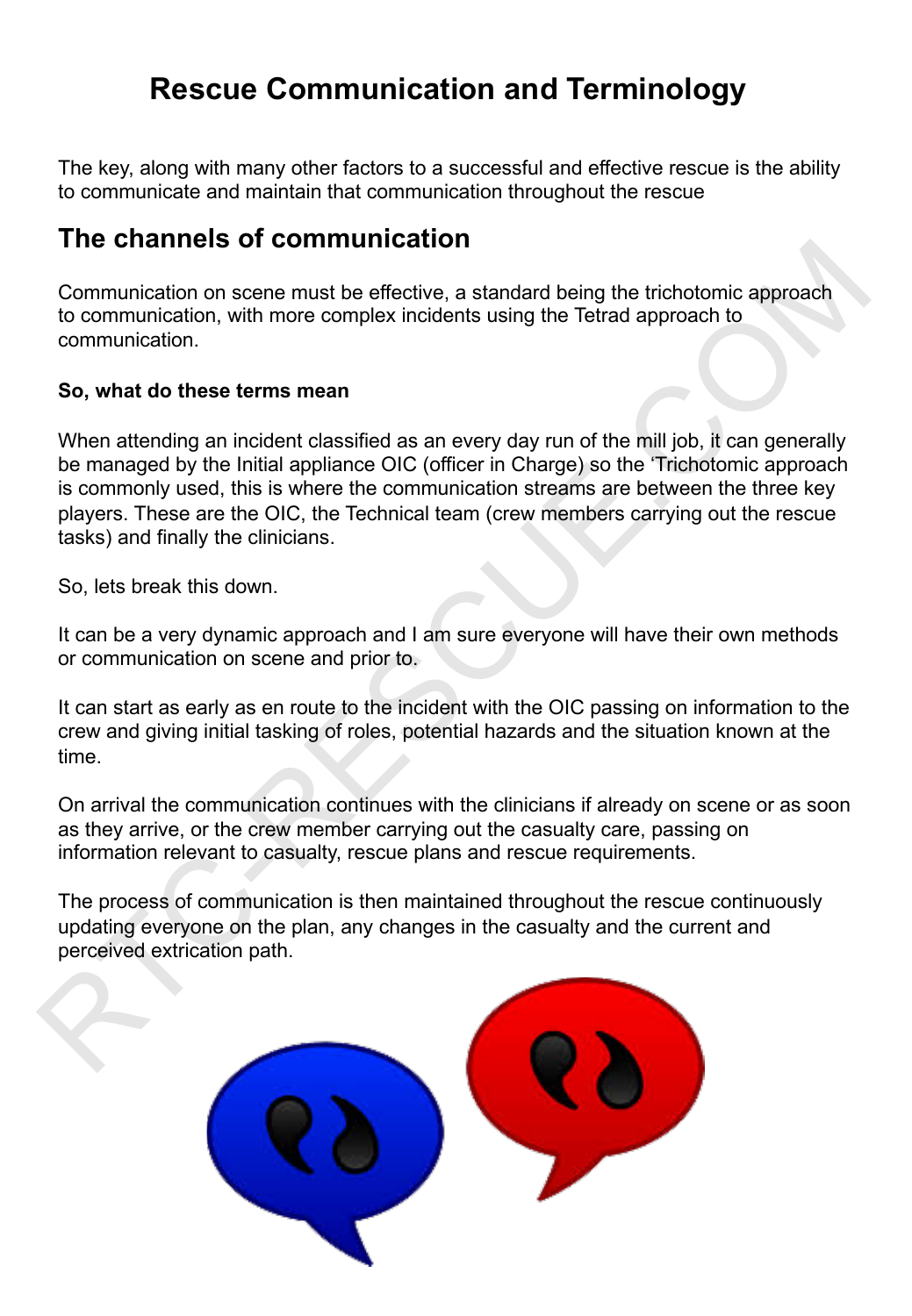# Rescue Communication and Terminology

The key, along with many other factors to a successful and effective rescue is the ability to communicate and maintain that communication throughout the rescue

## The channels of communication

Communication on scene must be effective, a standard being the trichotomic approach to communication, with more complex incidents using the Tetrad approach to communication.

**So, what do these terms mean**

When attending an incident classified as an every day run of the mill job, it can generally be managed by the Initial appliance OIC (officer in Charge) so the 'Trichotomic approach is commonly used, this is where the communication streams are between the three key players. These are the OIC, the Technical team (crew members carrying out the rescue tasks) and finally the clinicians.

So, lets break this down.

It can be a very dynamic approach and I am sure everyone will have their own methods or communication on scene and prior to.

It can start as early as en route to the incident with the OIC passing on information to the crew and giving initial tasking of roles, potential hazards and the situation known at the time.

On arrival the communication continues with the clinicians if already on scene or as soon as they arrive, or the crew member carrying out the casualty care, passing on information relevant to casualty, rescue plans and rescue requirements.

The process of communication is then maintained throughout the rescue continuously updating everyone on the plan, any changes in the casualty and the current and perceived extrication path.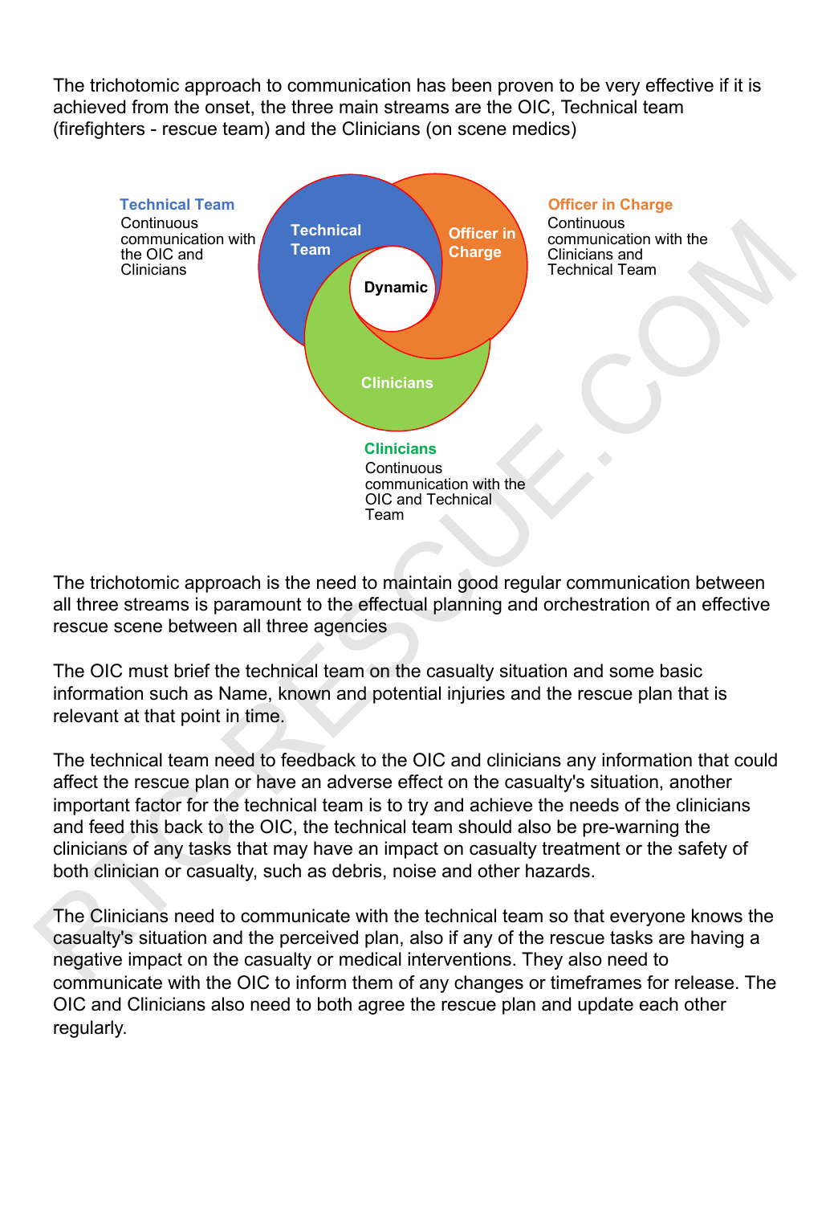The trichotomic approach to communication has been proven to be very effective if it is achieved from the onset, the three main streams are the OIC, Technical team (firefighters - rescue team) and the Clinicians (on scene medics)

**Technical Team**
Continuous communication with the OIC and Clinicians

**Officer in Charge**
Continuous communication with the Clinicians and Technical Team

Technical Team

Officer in Charge

Dynamic

Clinicians

**Clinicians**
Continuous communication with the OIC and Technical Team

The trichotomic approach is the need to maintain good regular communication between all three streams is paramount to the effectual planning and orchestration of an effective rescue scene between all three agencies

The OIC must brief the technical team on the casualty situation and some basic information such as Name, known and potential injuries and the rescue plan that is relevant at that point in time.

The technical team need to feedback to the OIC and clinicians any information that could affect the rescue plan or have an adverse effect on the casualty's situation, another important factor for the technical team is to try and achieve the needs of the clinicians and feed this back to the OIC, the technical team should also be pre-warning the clinicians of any tasks that may have an impact on casualty treatment or the safety of both clinician or casualty, such as debris, noise and other hazards.

The Clinicians need to communicate with the technical team so that everyone knows the casualty's situation and the perceived plan, also if any of the rescue tasks are having a negative impact on the casualty or medical interventions. They also need to communicate with the OIC to inform them of any changes or timeframes for release. The OIC and Clinicians also need to both agree the rescue plan and update each other regularly.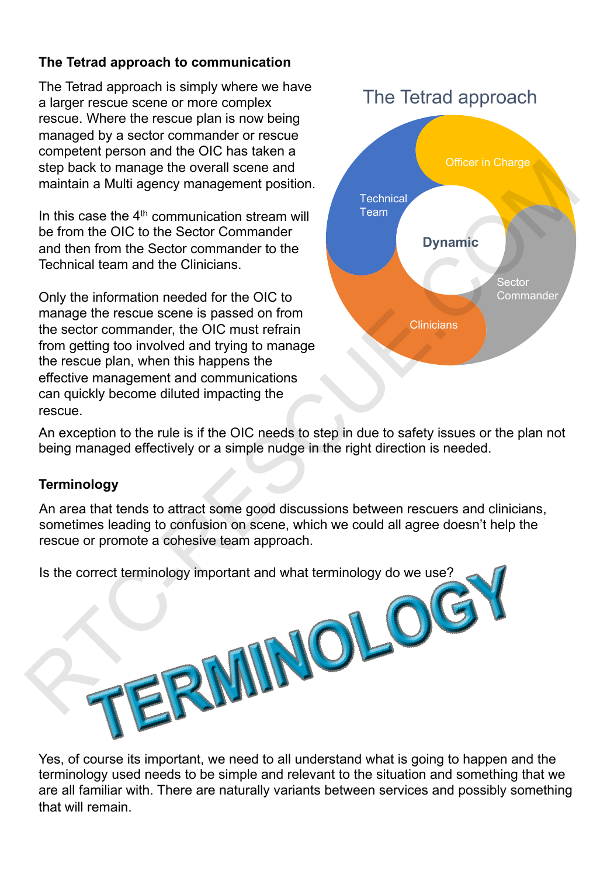**The Tetrad approach to communication**

The Tetrad approach is simply where we have a larger rescue scene or more complex rescue. Where the rescue plan is now being managed by a sector commander or rescue competent person and the OIC has taken a step back to manage the overall scene and maintain a Multi agency management position.

In this case the 4th communication stream will be from the OIC to the Sector Commander and then from the Sector commander to the Technical team and the Clinicians.

Only the information needed for the OIC to manage the rescue scene is passed on from the sector commander, the OIC must refrain from getting too involved and trying to manage the rescue plan, when this happens the effective management and communications can quickly become diluted impacting the rescue.

The Tetrad approach

Officer in Charge

Technical Team

Dynamic

Sector Commander

Clinicians

An exception to the rule is if the OIC needs to step in due to safety issues or the plan not being managed effectively or a simple nudge in the right direction is needed.

**Terminology**

An area that tends to attract some good discussions between rescuers and clinicians, sometimes leading to confusion on scene, which we could all agree doesn't help the rescue or promote a cohesive team approach.

Is the correct terminology important and what terminology do we use?

TERMINOLOGY

Yes, of course its important, we need to all understand what is going to happen and the terminology used needs to be simple and relevant to the situation and something that we are all familiar with. There are naturally variants between services and possibly something that will remain.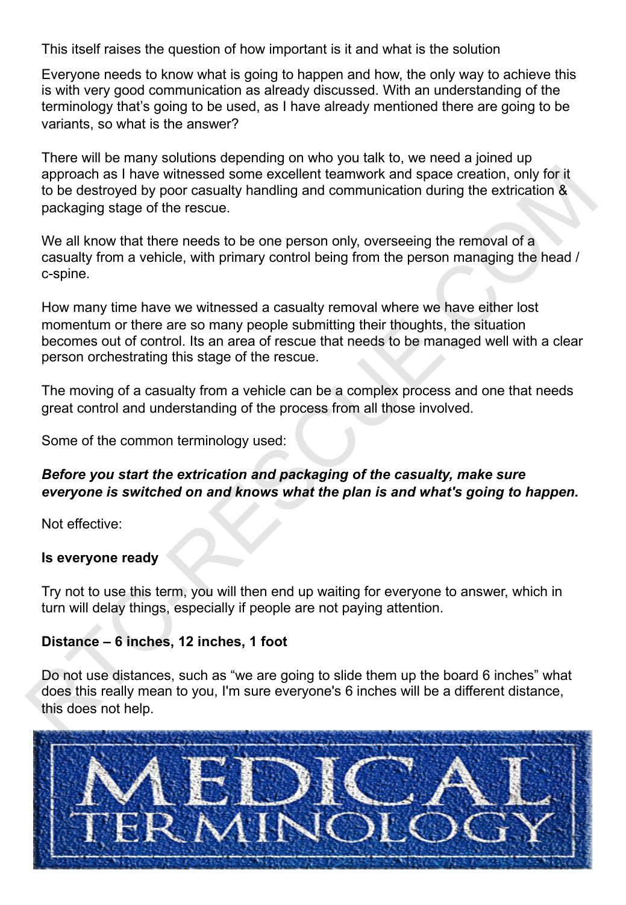This itself raises the question of how important is it and what is the solution

Everyone needs to know what is going to happen and how, the only way to achieve this is with very good communication as already discussed. With an understanding of the terminology that's going to be used, as I have already mentioned there are going to be variants, so what is the answer?

There will be many solutions depending on who you talk to, we need a joined up approach as I have witnessed some excellent teamwork and space creation, only for it to be destroyed by poor casualty handling and communication during the extrication & packaging stage of the rescue.

We all know that there needs to be one person only, overseeing the removal of a casualty from a vehicle, with primary control being from the person managing the head / c-spine.

How many time have we witnessed a casualty removal where we have either lost momentum or there are so many people submitting their thoughts, the situation becomes out of control. Its an area of rescue that needs to be managed well with a clear person orchestrating this stage of the rescue.

The moving of a casualty from a vehicle can be a complex process and one that needs great control and understanding of the process from all those involved.

Some of the common terminology used:

***Before you start the extrication and packaging of the casualty, make sure everyone is switched on and knows what the plan is and what's going to happen.***

Not effective:

**Is everyone ready**

Try not to use this term, you will then end up waiting for everyone to answer, which in turn will delay things, especially if people are not paying attention.

**Distance – 6 inches, 12 inches, 1 foot**

Do not use distances, such as "we are going to slide them up the board 6 inches" what does this really mean to you, I'm sure everyone's 6 inches will be a different distance, this does not help.

MEDICAL TERMINOLOGY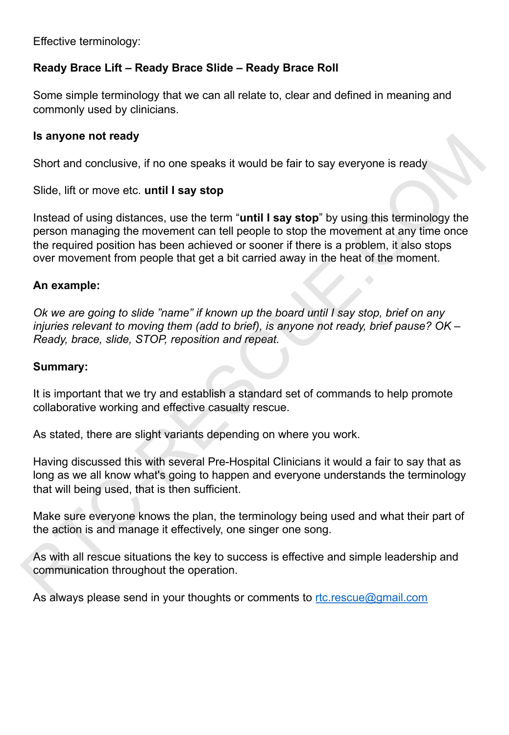Effective terminology:

**Ready Brace Lift – Ready Brace Slide – Ready Brace Roll**

Some simple terminology that we can all relate to, clear and defined in meaning and commonly used by clinicians.

**Is anyone not ready**

Short and conclusive, if no one speaks it would be fair to say everyone is ready

Slide, lift or move etc. **until I say stop**

Instead of using distances, use the term "**until I say stop**" by using this terminology the person managing the movement can tell people to stop the movement at any time once the required position has been achieved or sooner if there is a problem, it also stops over movement from people that get a bit carried away in the heat of the moment.

**An example:**

*Ok we are going to slide "name" if known up the board until I say stop, brief on any injuries relevant to moving them (add to brief), is anyone not ready, brief pause? OK – Ready, brace, slide, STOP, reposition and repeat.*

**Summary:**

It is important that we try and establish a standard set of commands to help promote collaborative working and effective casualty rescue.

As stated, there are slight variants depending on where you work.

Having discussed this with several Pre-Hospital Clinicians it would a fair to say that as long as we all know what's going to happen and everyone understands the terminology that will being used, that is then sufficient.

Make sure everyone knows the plan, the terminology being used and what their part of the action is and manage it effectively, one singer one song.

As with all rescue situations the key to success is effective and simple leadership and communication throughout the operation.

As always please send in your thoughts or comments to [rtc.rescue@gmail.com](mailto:rtc.rescue@gmail.com)